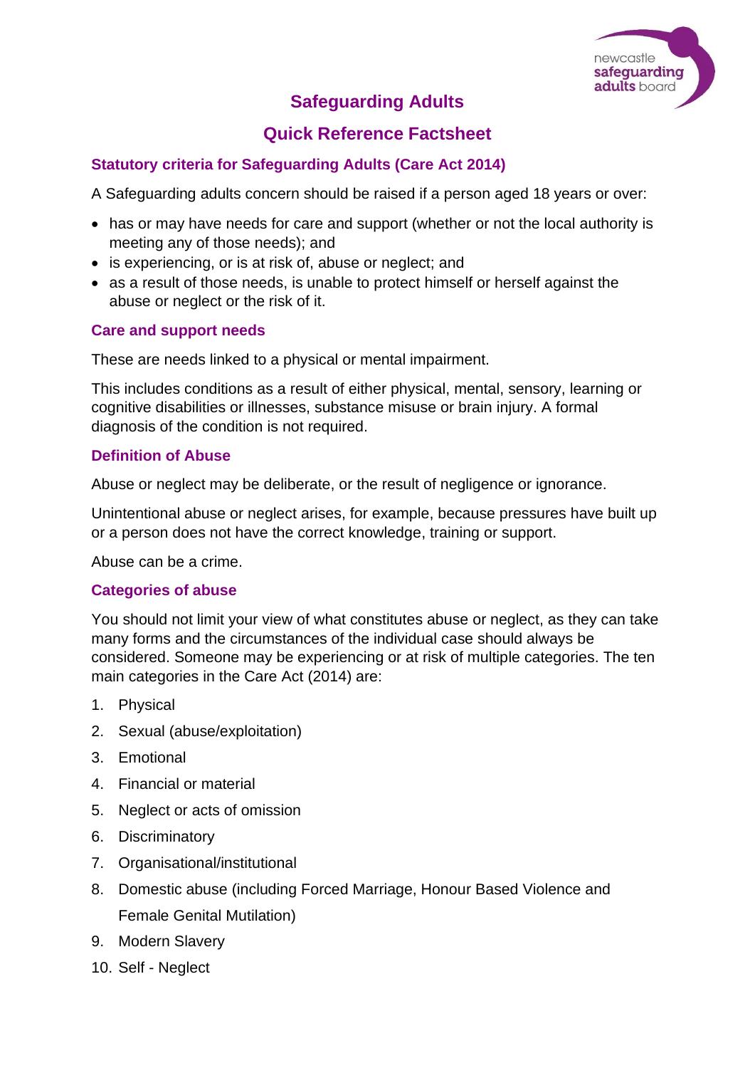# Safeguarding Adults

## Quick Reference Factsheet

### Statutory criteria for Safeguarding Adults (Care Act 2014)

A Safeguarding adults concern should be raised if a person aged 18 years or over:

- has or may have needs for care and support (whether or not the local authority is meeting any of those needs); and
- is experiencing, or is at risk of, abuse or neglect; and
- as a result of those needs, is unable to protect himself or herself against the abuse or neglect or the risk of it.

### Care and support needs

These are needs linked to a physical or mental impairment.

This includes conditions as a result of either physical, mental, sensory, learning or cognitive disabilities or illnesses, substance misuse or brain injury. A formal diagnosis of the condition is not required.

### Definition of Abuse

Abuse or neglect may be deliberate, or the result of negligence or ignorance.

Unintentional abuse or neglect arises, for example, because pressures have built up or a person does not have the correct knowledge, training or support.

Abuse can be a crime.

### Categories of abuse

You should not limit your view of what constitutes abuse or neglect, as they can take many forms and the circumstances of the individual case should always be considered. Someone may be experiencing or at risk of multiple categories. The ten main categories in the Care Act (2014) are:

1. Physical
2. Sexual (abuse/exploitation)
3. Emotional
4. Financial or material
5. Neglect or acts of omission
6. Discriminatory
7. Organisational/institutional
8. Domestic abuse (including Forced Marriage, Honour Based Violence and Female Genital Mutilation)
9. Modern Slavery
10. Self - Neglect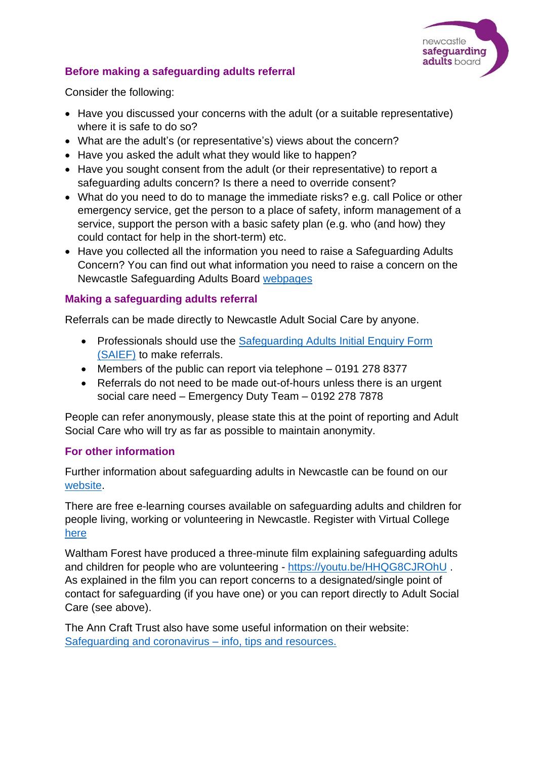## Before making a safeguarding adults referral

Consider the following:

- Have you discussed your concerns with the adult (or a suitable representative) where it is safe to do so?
- What are the adult's (or representative's) views about the concern?
- Have you asked the adult what they would like to happen?
- Have you sought consent from the adult (or their representative) to report a safeguarding adults concern? Is there a need to override consent?
- What do you need to do to manage the immediate risks? e.g. call Police or other emergency service, get the person to a place of safety, inform management of a service, support the person with a basic safety plan (e.g. who (and how) they could contact for help in the short-term) etc.
- Have you collected all the information you need to raise a Safeguarding Adults Concern? You can find out what information you need to raise a concern on the Newcastle Safeguarding Adults Board webpages

## Making a safeguarding adults referral

Referrals can be made directly to Newcastle Adult Social Care by anyone.

- Professionals should use the Safeguarding Adults Initial Enquiry Form (SAIEF) to make referrals.
- Members of the public can report via telephone – 0191 278 8377
- Referrals do not need to be made out-of-hours unless there is an urgent social care need – Emergency Duty Team – 0192 278 7878

People can refer anonymously, please state this at the point of reporting and Adult Social Care who will try as far as possible to maintain anonymity.

## For other information

Further information about safeguarding adults in Newcastle can be found on our website.

There are free e-learning courses available on safeguarding adults and children for people living, working or volunteering in Newcastle. Register with Virtual College here

Waltham Forest have produced a three-minute film explaining safeguarding adults and children for people who are volunteering - https://youtu.be/HHQG8CJROhU . As explained in the film you can report concerns to a designated/single point of contact for safeguarding (if you have one) or you can report directly to Adult Social Care (see above).

The Ann Craft Trust also have some useful information on their website: Safeguarding and coronavirus – info, tips and resources.